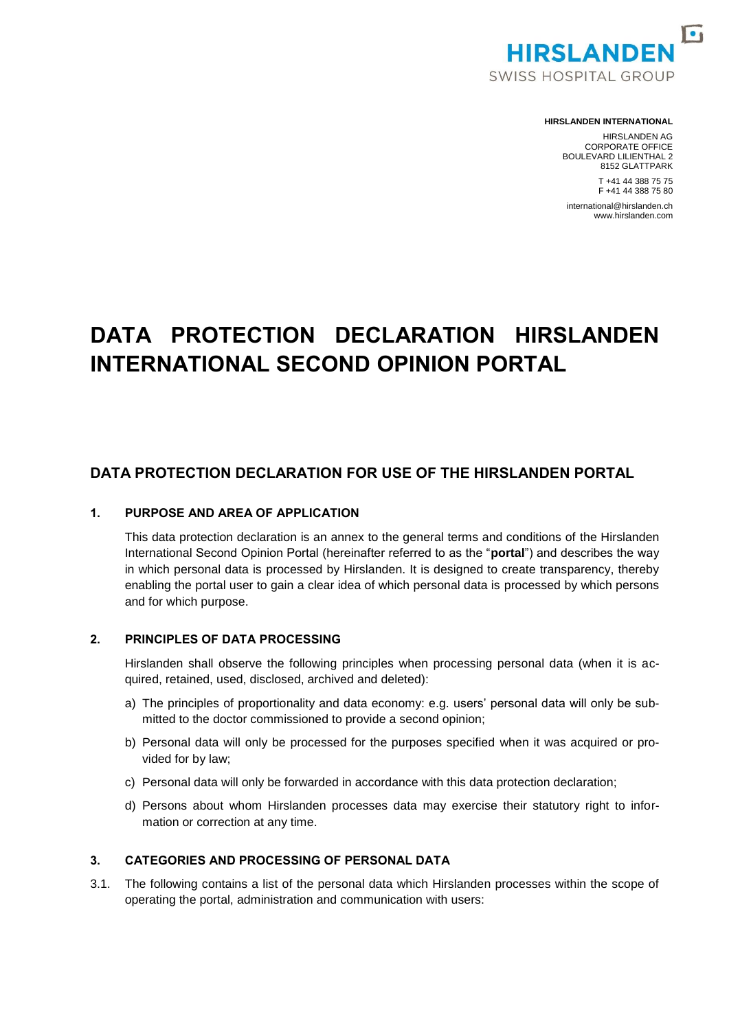**HIRSLANDEN INTERNATIONAL**

HIRSLANDEN AG
CORPORATE OFFICE
BOULEVARD LILIENTHAL 2
8152 GLATTPARK

T +41 44 388 75 75
F +41 44 388 75 80

international@hirslanden.ch
www.hirslanden.com

# DATA PROTECTION DECLARATION HIRSLANDEN INTERNATIONAL SECOND OPINION PORTAL

## DATA PROTECTION DECLARATION FOR USE OF THE HIRSLANDEN PORTAL

### 1. PURPOSE AND AREA OF APPLICATION

This data protection declaration is an annex to the general terms and conditions of the Hirslanden International Second Opinion Portal (hereinafter referred to as the "**portal**") and describes the way in which personal data is processed by Hirslanden. It is designed to create transparency, thereby enabling the portal user to gain a clear idea of which personal data is processed by which persons and for which purpose.

### 2. PRINCIPLES OF DATA PROCESSING

Hirslanden shall observe the following principles when processing personal data (when it is acquired, retained, used, disclosed, archived and deleted):

a) The principles of proportionality and data economy: e.g. users' personal data will only be submitted to the doctor commissioned to provide a second opinion;

b) Personal data will only be processed for the purposes specified when it was acquired or provided for by law;

c) Personal data will only be forwarded in accordance with this data protection declaration;

d) Persons about whom Hirslanden processes data may exercise their statutory right to information or correction at any time.

### 3. CATEGORIES AND PROCESSING OF PERSONAL DATA

3.1. The following contains a list of the personal data which Hirslanden processes within the scope of operating the portal, administration and communication with users: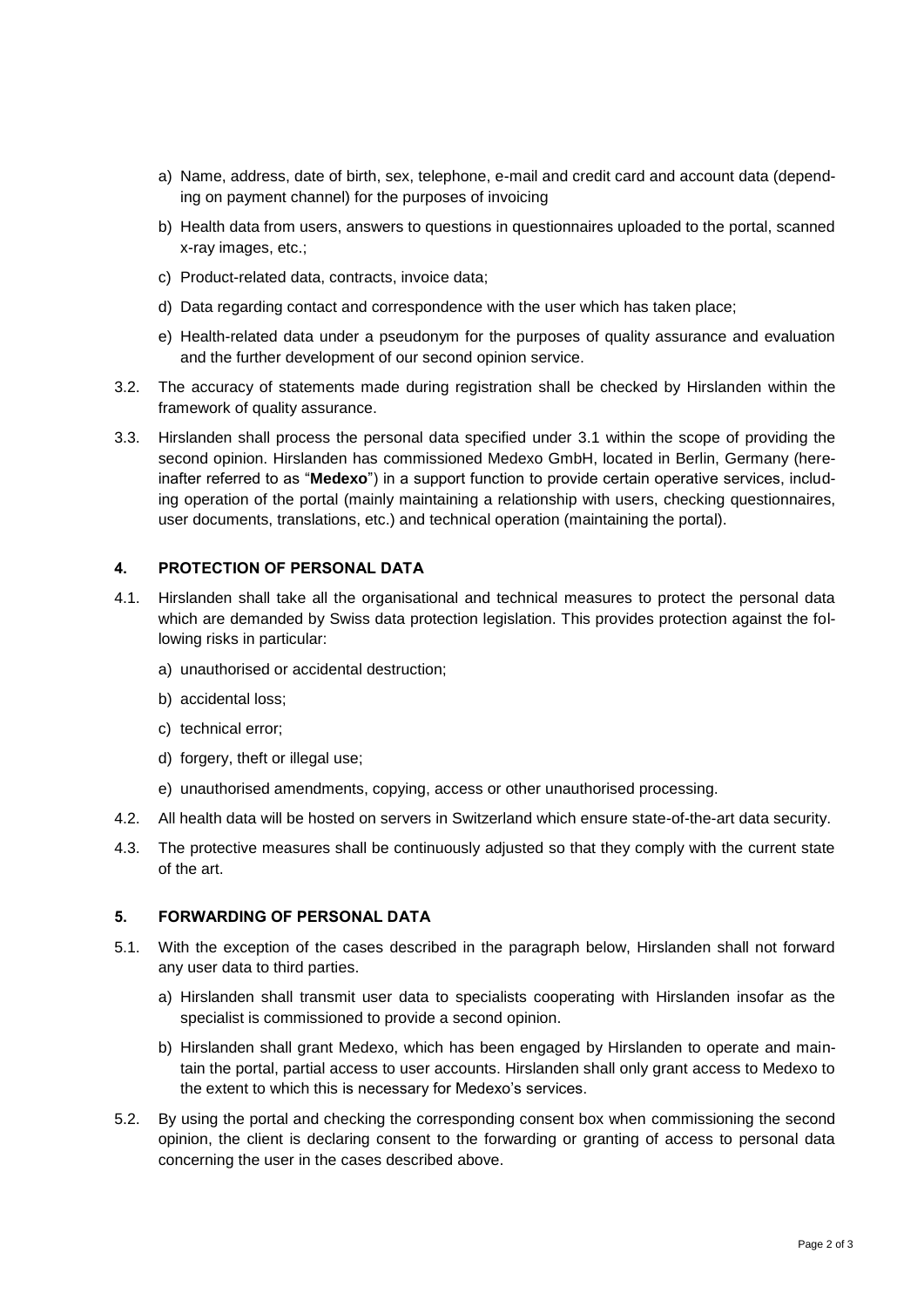a) Name, address, date of birth, sex, telephone, e-mail and credit card and account data (depending on payment channel) for the purposes of invoicing

b) Health data from users, answers to questions in questionnaires uploaded to the portal, scanned x-ray images, etc.;

c) Product-related data, contracts, invoice data;

d) Data regarding contact and correspondence with the user which has taken place;

e) Health-related data under a pseudonym for the purposes of quality assurance and evaluation and the further development of our second opinion service.

3.2. The accuracy of statements made during registration shall be checked by Hirslanden within the framework of quality assurance.

3.3. Hirslanden shall process the personal data specified under 3.1 within the scope of providing the second opinion. Hirslanden has commissioned Medexo GmbH, located in Berlin, Germany (hereinafter referred to as "**Medexo**") in a support function to provide certain operative services, including operation of the portal (mainly maintaining a relationship with users, checking questionnaires, user documents, translations, etc.) and technical operation (maintaining the portal).

## 4. PROTECTION OF PERSONAL DATA

4.1. Hirslanden shall take all the organisational and technical measures to protect the personal data which are demanded by Swiss data protection legislation. This provides protection against the following risks in particular:

a) unauthorised or accidental destruction;

b) accidental loss;

c) technical error;

d) forgery, theft or illegal use;

e) unauthorised amendments, copying, access or other unauthorised processing.

4.2. All health data will be hosted on servers in Switzerland which ensure state-of-the-art data security.

4.3. The protective measures shall be continuously adjusted so that they comply with the current state of the art.

## 5. FORWARDING OF PERSONAL DATA

5.1. With the exception of the cases described in the paragraph below, Hirslanden shall not forward any user data to third parties.

a) Hirslanden shall transmit user data to specialists cooperating with Hirslanden insofar as the specialist is commissioned to provide a second opinion.

b) Hirslanden shall grant Medexo, which has been engaged by Hirslanden to operate and maintain the portal, partial access to user accounts. Hirslanden shall only grant access to Medexo to the extent to which this is necessary for Medexo's services.

5.2. By using the portal and checking the corresponding consent box when commissioning the second opinion, the client is declaring consent to the forwarding or granting of access to personal data concerning the user in the cases described above.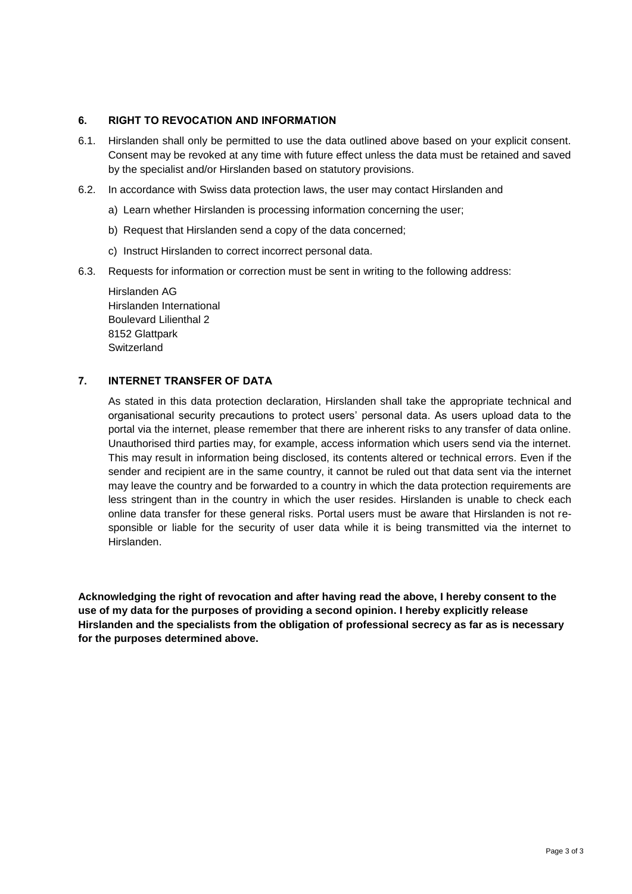## 6. RIGHT TO REVOCATION AND INFORMATION

6.1. Hirslanden shall only be permitted to use the data outlined above based on your explicit consent. Consent may be revoked at any time with future effect unless the data must be retained and saved by the specialist and/or Hirslanden based on statutory provisions.

6.2. In accordance with Swiss data protection laws, the user may contact Hirslanden and

a) Learn whether Hirslanden is processing information concerning the user;

b) Request that Hirslanden send a copy of the data concerned;

c) Instruct Hirslanden to correct incorrect personal data.

6.3. Requests for information or correction must be sent in writing to the following address:

Hirslanden AG
Hirslanden International
Boulevard Lilienthal 2
8152 Glattpark
Switzerland

## 7. INTERNET TRANSFER OF DATA

As stated in this data protection declaration, Hirslanden shall take the appropriate technical and organisational security precautions to protect users' personal data. As users upload data to the portal via the internet, please remember that there are inherent risks to any transfer of data online. Unauthorised third parties may, for example, access information which users send via the internet. This may result in information being disclosed, its contents altered or technical errors. Even if the sender and recipient are in the same country, it cannot be ruled out that data sent via the internet may leave the country and be forwarded to a country in which the data protection requirements are less stringent than in the country in which the user resides. Hirslanden is unable to check each online data transfer for these general risks. Portal users must be aware that Hirslanden is not responsible or liable for the security of user data while it is being transmitted via the internet to Hirslanden.

**Acknowledging the right of revocation and after having read the above, I hereby consent to the use of my data for the purposes of providing a second opinion. I hereby explicitly release Hirslanden and the specialists from the obligation of professional secrecy as far as is necessary for the purposes determined above.**